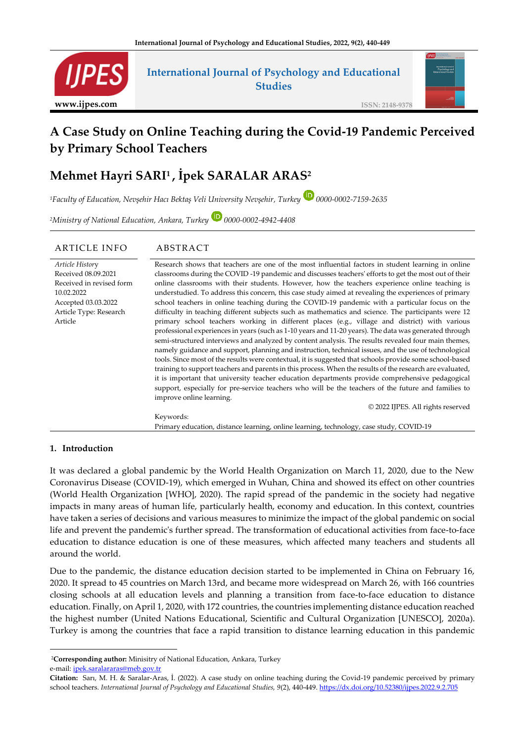# A Case Study on Online Teaching during the Covid-19 Pandemic Perceived by Primary School Teachers

## Mehmet Hayri SARI[1], İpek SARALAR ARAS[2]

[1]*Faculty of Education, Nevşehir Hacı Bektaş Veli University Nevşehir, Turkey* 0000-0002-7159-2635

[2]*Ministry of National Education, Ankara, Turkey* 0000-0002-4942-4408

| ARTICLE INFO | ABSTRACT |
|---|---|
| *Article History*<br>Received 08.09.2021<br>Received in revised form 10.02.2022<br>Accepted 03.03.2022<br>Article Type: Research Article | Research shows that teachers are one of the most influential factors in student learning in online classrooms during the COVID -19 pandemic and discusses teachers' efforts to get the most out of their online classrooms with their students. However, how the teachers experience online teaching is understudied. To address this concern, this case study aimed at revealing the experiences of primary school teachers in online teaching during the COVID-19 pandemic with a particular focus on the difficulty in teaching different subjects such as mathematics and science. The participants were 12 primary school teachers working in different places (e.g., village and district) with various professional experiences in years (such as 1-10 years and 11-20 years). The data was generated through semi-structured interviews and analyzed by content analysis. The results revealed four main themes, namely guidance and support, planning and instruction, technical issues, and the use of technological tools. Since most of the results were contextual, it is suggested that schools provide some school-based training to support teachers and parents in this process. When the results of the research are evaluated, it is important that university teacher education departments provide comprehensive pedagogical support, especially for pre-service teachers who will be the teachers of the future and families to improve online learning.<br>© 2022 IJPES. All rights reserved<br><br>Keywords:<br>Primary education, distance learning, online learning, technology, case study, COVID-19 |

## 1. Introduction

It was declared a global pandemic by the World Health Organization on March 11, 2020, due to the New Coronavirus Disease (COVID-19), which emerged in Wuhan, China and showed its effect on other countries (World Health Organization [WHO], 2020). The rapid spread of the pandemic in the society had negative impacts in many areas of human life, particularly health, economy and education. In this context, countries have taken a series of decisions and various measures to minimize the impact of the global pandemic on social life and prevent the pandemic's further spread. The transformation of educational activities from face-to-face education to distance education is one of these measures, which affected many teachers and students all around the world.

Due to the pandemic, the distance education decision started to be implemented in China on February 16, 2020. It spread to 45 countries on March 13rd, and became more widespread on March 26, with 166 countries closing schools at all education levels and planning a transition from face-to-face education to distance education. Finally, on April 1, 2020, with 172 countries, the countries implementing distance education reached the highest number (United Nations Educational, Scientific and Cultural Organization [UNESCO], 2020a). Turkey is among the countries that face a rapid transition to distance learning education in this pandemic

---

[2]**Corresponding author:** Ministry of National Education, Ankara, Turkey
e-mail: ipek.saralararas@meb.gov.tr

**Citation:** Sarı, M. H. & Saralar-Aras, İ. (2022). A case study on online teaching during the Covid-19 pandemic perceived by primary school teachers. *International Journal of Psychology and Educational Studies, 9*(2), 440-449. https://dx.doi.org/10.52380/ijpes.2022.9.2.705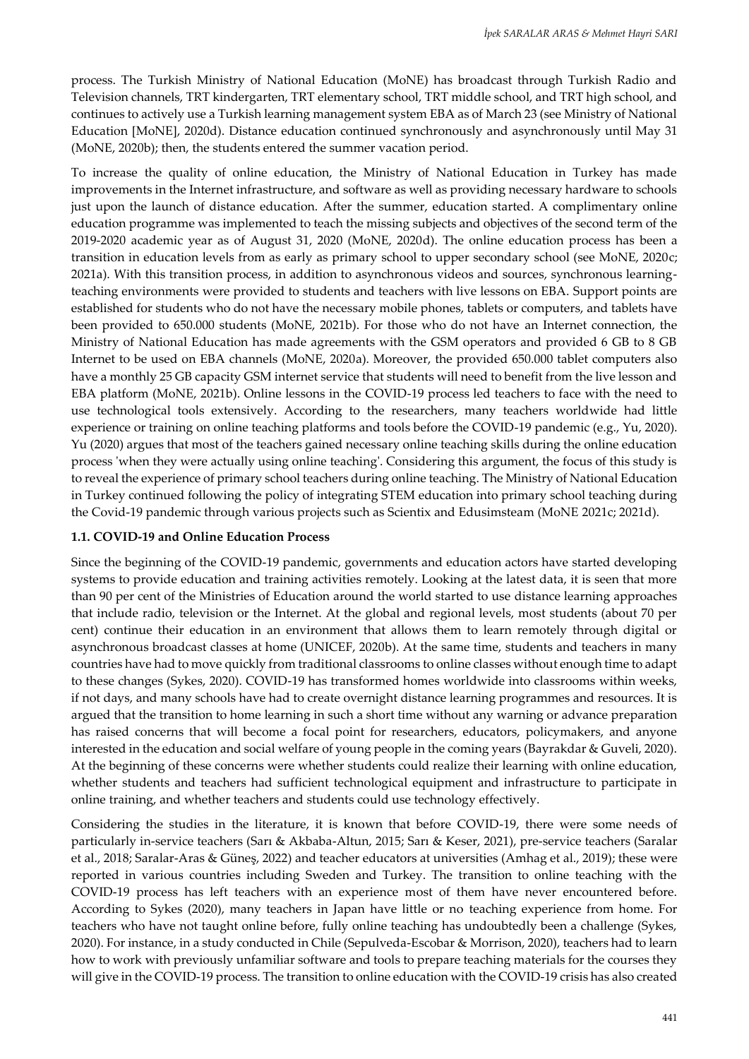process. The Turkish Ministry of National Education (MoNE) has broadcast through Turkish Radio and Television channels, TRT kindergarten, TRT elementary school, TRT middle school, and TRT high school, and continues to actively use a Turkish learning management system EBA as of March 23 (see Ministry of National Education [MoNE], 2020d). Distance education continued synchronously and asynchronously until May 31 (MoNE, 2020b); then, the students entered the summer vacation period.

To increase the quality of online education, the Ministry of National Education in Turkey has made improvements in the Internet infrastructure, and software as well as providing necessary hardware to schools just upon the launch of distance education. After the summer, education started. A complimentary online education programme was implemented to teach the missing subjects and objectives of the second term of the 2019-2020 academic year as of August 31, 2020 (MoNE, 2020d). The online education process has been a transition in education levels from as early as primary school to upper secondary school (see MoNE, 2020c; 2021a). With this transition process, in addition to asynchronous videos and sources, synchronous learning-teaching environments were provided to students and teachers with live lessons on EBA. Support points are established for students who do not have the necessary mobile phones, tablets or computers, and tablets have been provided to 650.000 students (MoNE, 2021b). For those who do not have an Internet connection, the Ministry of National Education has made agreements with the GSM operators and provided 6 GB to 8 GB Internet to be used on EBA channels (MoNE, 2020a). Moreover, the provided 650.000 tablet computers also have a monthly 25 GB capacity GSM internet service that students will need to benefit from the live lesson and EBA platform (MoNE, 2021b). Online lessons in the COVID-19 process led teachers to face with the need to use technological tools extensively. According to the researchers, many teachers worldwide had little experience or training on online teaching platforms and tools before the COVID-19 pandemic (e.g., Yu, 2020). Yu (2020) argues that most of the teachers gained necessary online teaching skills during the online education process 'when they were actually using online teaching'. Considering this argument, the focus of this study is to reveal the experience of primary school teachers during online teaching. The Ministry of National Education in Turkey continued following the policy of integrating STEM education into primary school teaching during the Covid-19 pandemic through various projects such as Scientix and Edusimsteam (MoNE 2021c; 2021d).

### 1.1. COVID-19 and Online Education Process

Since the beginning of the COVID-19 pandemic, governments and education actors have started developing systems to provide education and training activities remotely. Looking at the latest data, it is seen that more than 90 per cent of the Ministries of Education around the world started to use distance learning approaches that include radio, television or the Internet. At the global and regional levels, most students (about 70 per cent) continue their education in an environment that allows them to learn remotely through digital or asynchronous broadcast classes at home (UNICEF, 2020b). At the same time, students and teachers in many countries have had to move quickly from traditional classrooms to online classes without enough time to adapt to these changes (Sykes, 2020). COVID-19 has transformed homes worldwide into classrooms within weeks, if not days, and many schools have had to create overnight distance learning programmes and resources. It is argued that the transition to home learning in such a short time without any warning or advance preparation has raised concerns that will become a focal point for researchers, educators, policymakers, and anyone interested in the education and social welfare of young people in the coming years (Bayrakdar & Guveli, 2020). At the beginning of these concerns were whether students could realize their learning with online education, whether students and teachers had sufficient technological equipment and infrastructure to participate in online training, and whether teachers and students could use technology effectively.

Considering the studies in the literature, it is known that before COVID-19, there were some needs of particularly in-service teachers (Sarı & Akbaba-Altun, 2015; Sarı & Keser, 2021), pre-service teachers (Saralar et al., 2018; Saralar-Aras & Güneş, 2022) and teacher educators at universities (Amhag et al., 2019); these were reported in various countries including Sweden and Turkey. The transition to online teaching with the COVID-19 process has left teachers with an experience most of them have never encountered before. According to Sykes (2020), many teachers in Japan have little or no teaching experience from home. For teachers who have not taught online before, fully online teaching has undoubtedly been a challenge (Sykes, 2020). For instance, in a study conducted in Chile (Sepulveda-Escobar & Morrison, 2020), teachers had to learn how to work with previously unfamiliar software and tools to prepare teaching materials for the courses they will give in the COVID-19 process. The transition to online education with the COVID-19 crisis has also created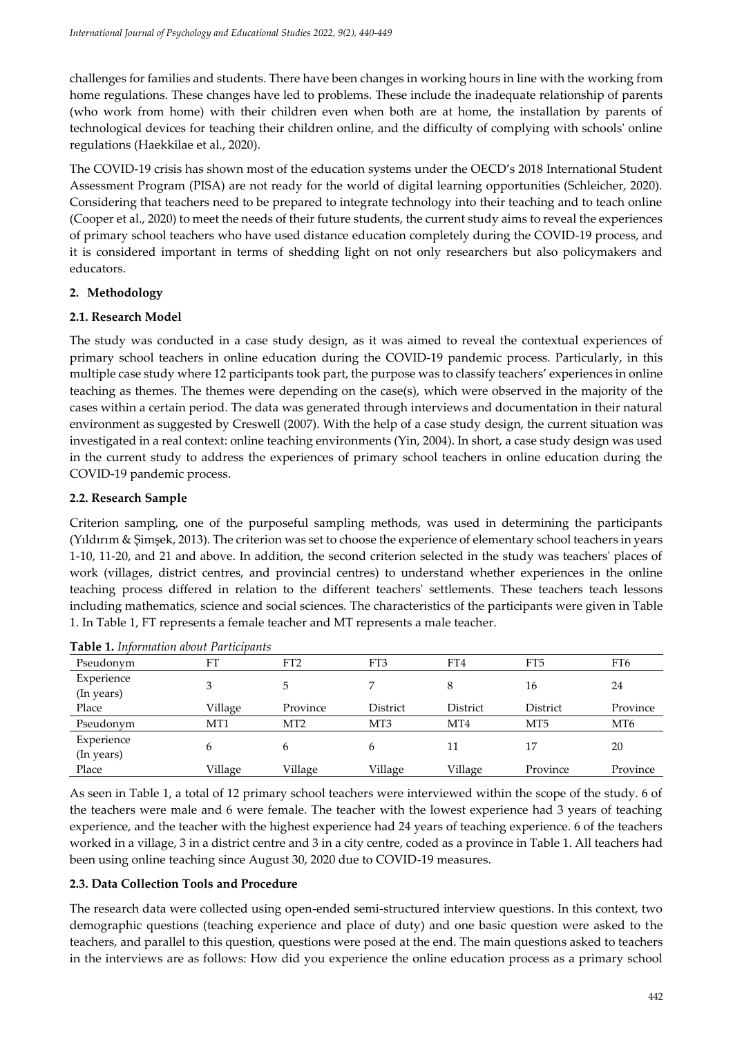challenges for families and students. There have been changes in working hours in line with the working from home regulations. These changes have led to problems. These include the inadequate relationship of parents (who work from home) with their children even when both are at home, the installation by parents of technological devices for teaching their children online, and the difficulty of complying with schools' online regulations (Haekkilae et al., 2020).

The COVID-19 crisis has shown most of the education systems under the OECD's 2018 International Student Assessment Program (PISA) are not ready for the world of digital learning opportunities (Schleicher, 2020). Considering that teachers need to be prepared to integrate technology into their teaching and to teach online (Cooper et al., 2020) to meet the needs of their future students, the current study aims to reveal the experiences of primary school teachers who have used distance education completely during the COVID-19 process, and it is considered important in terms of shedding light on not only researchers but also policymakers and educators.

## 2. Methodology

### 2.1. Research Model

The study was conducted in a case study design, as it was aimed to reveal the contextual experiences of primary school teachers in online education during the COVID-19 pandemic process. Particularly, in this multiple case study where 12 participants took part, the purpose was to classify teachers' experiences in online teaching as themes. The themes were depending on the case(s), which were observed in the majority of the cases within a certain period. The data was generated through interviews and documentation in their natural environment as suggested by Creswell (2007). With the help of a case study design, the current situation was investigated in a real context: online teaching environments (Yin, 2004). In short, a case study design was used in the current study to address the experiences of primary school teachers in online education during the COVID-19 pandemic process.

### 2.2. Research Sample

Criterion sampling, one of the purposeful sampling methods, was used in determining the participants (Yıldırım & Şimşek, 2013). The criterion was set to choose the experience of elementary school teachers in years 1-10, 11-20, and 21 and above. In addition, the second criterion selected in the study was teachers' places of work (villages, district centres, and provincial centres) to understand whether experiences in the online teaching process differed in relation to the different teachers' settlements. These teachers teach lessons including mathematics, science and social sciences. The characteristics of the participants were given in Table 1. In Table 1, FT represents a female teacher and MT represents a male teacher.

**Table 1.** *Information about Participants*

| Pseudonym | FT | FT2 | FT3 | FT4 | FT5 | FT6 |
|---|---|---|---|---|---|---|
| Experience (In years) | 3 | 5 | 7 | 8 | 16 | 24 |
| Place | Village | Province | District | District | District | Province |
| Pseudonym | MT1 | MT2 | MT3 | MT4 | MT5 | MT6 |
| Experience (In years) | 6 | 6 | 6 | 11 | 17 | 20 |
| Place | Village | Village | Village | Village | Province | Province |

As seen in Table 1, a total of 12 primary school teachers were interviewed within the scope of the study. 6 of the teachers were male and 6 were female. The teacher with the lowest experience had 3 years of teaching experience, and the teacher with the highest experience had 24 years of teaching experience. 6 of the teachers worked in a village, 3 in a district centre and 3 in a city centre, coded as a province in Table 1. All teachers had been using online teaching since August 30, 2020 due to COVID-19 measures.

### 2.3. Data Collection Tools and Procedure

The research data were collected using open-ended semi-structured interview questions. In this context, two demographic questions (teaching experience and place of duty) and one basic question were asked to the teachers, and parallel to this question, questions were posed at the end. The main questions asked to teachers in the interviews are as follows: How did you experience the online education process as a primary school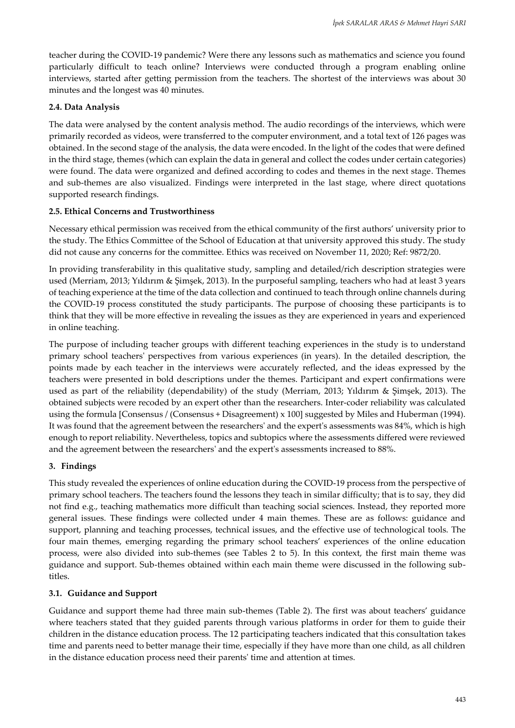teacher during the COVID-19 pandemic? Were there any lessons such as mathematics and science you found particularly difficult to teach online? Interviews were conducted through a program enabling online interviews, started after getting permission from the teachers. The shortest of the interviews was about 30 minutes and the longest was 40 minutes.

### 2.4. Data Analysis

The data were analysed by the content analysis method. The audio recordings of the interviews, which were primarily recorded as videos, were transferred to the computer environment, and a total text of 126 pages was obtained. In the second stage of the analysis, the data were encoded. In the light of the codes that were defined in the third stage, themes (which can explain the data in general and collect the codes under certain categories) were found. The data were organized and defined according to codes and themes in the next stage. Themes and sub-themes are also visualized. Findings were interpreted in the last stage, where direct quotations supported research findings.

### 2.5. Ethical Concerns and Trustworthiness

Necessary ethical permission was received from the ethical community of the first authors' university prior to the study. The Ethics Committee of the School of Education at that university approved this study. The study did not cause any concerns for the committee. Ethics was received on November 11, 2020; Ref: 9872/20.

In providing transferability in this qualitative study, sampling and detailed/rich description strategies were used (Merriam, 2013; Yıldırım & Şimşek, 2013). In the purposeful sampling, teachers who had at least 3 years of teaching experience at the time of the data collection and continued to teach through online channels during the COVID-19 process constituted the study participants. The purpose of choosing these participants is to think that they will be more effective in revealing the issues as they are experienced in years and experienced in online teaching.

The purpose of including teacher groups with different teaching experiences in the study is to understand primary school teachers' perspectives from various experiences (in years). In the detailed description, the points made by each teacher in the interviews were accurately reflected, and the ideas expressed by the teachers were presented in bold descriptions under the themes. Participant and expert confirmations were used as part of the reliability (dependability) of the study (Merriam, 2013; Yıldırım & Şimşek, 2013). The obtained subjects were recoded by an expert other than the researchers. Inter-coder reliability was calculated using the formula [Consensus / (Consensus + Disagreement) x 100] suggested by Miles and Huberman (1994). It was found that the agreement between the researchers' and the expert's assessments was 84%, which is high enough to report reliability. Nevertheless, topics and subtopics where the assessments differed were reviewed and the agreement between the researchers' and the expert's assessments increased to 88%.

## 3. Findings

This study revealed the experiences of online education during the COVID-19 process from the perspective of primary school teachers. The teachers found the lessons they teach in similar difficulty; that is to say, they did not find e.g., teaching mathematics more difficult than teaching social sciences. Instead, they reported more general issues. These findings were collected under 4 main themes. These are as follows: guidance and support, planning and teaching processes, technical issues, and the effective use of technological tools. The four main themes, emerging regarding the primary school teachers' experiences of the online education process, were also divided into sub-themes (see Tables 2 to 5). In this context, the first main theme was guidance and support. Sub-themes obtained within each main theme were discussed in the following sub-titles.

### 3.1. Guidance and Support

Guidance and support theme had three main sub-themes (Table 2). The first was about teachers' guidance where teachers stated that they guided parents through various platforms in order for them to guide their children in the distance education process. The 12 participating teachers indicated that this consultation takes time and parents need to better manage their time, especially if they have more than one child, as all children in the distance education process need their parents' time and attention at times.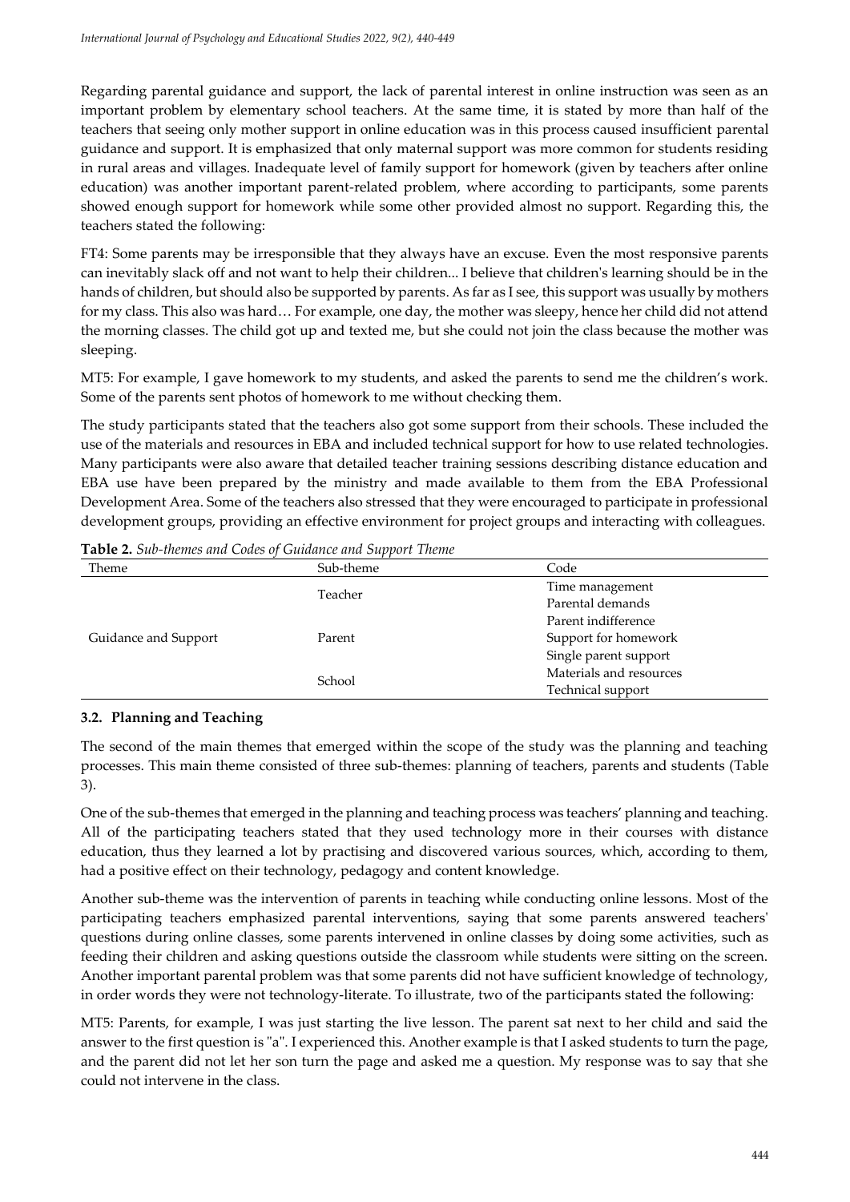Regarding parental guidance and support, the lack of parental interest in online instruction was seen as an important problem by elementary school teachers. At the same time, it is stated by more than half of the teachers that seeing only mother support in online education was in this process caused insufficient parental guidance and support. It is emphasized that only maternal support was more common for students residing in rural areas and villages. Inadequate level of family support for homework (given by teachers after online education) was another important parent-related problem, where according to participants, some parents showed enough support for homework while some other provided almost no support. Regarding this, the teachers stated the following:

FT4: Some parents may be irresponsible that they always have an excuse. Even the most responsive parents can inevitably slack off and not want to help their children... I believe that children's learning should be in the hands of children, but should also be supported by parents. As far as I see, this support was usually by mothers for my class. This also was hard… For example, one day, the mother was sleepy, hence her child did not attend the morning classes. The child got up and texted me, but she could not join the class because the mother was sleeping.

MT5: For example, I gave homework to my students, and asked the parents to send me the children's work. Some of the parents sent photos of homework to me without checking them.

The study participants stated that the teachers also got some support from their schools. These included the use of the materials and resources in EBA and included technical support for how to use related technologies. Many participants were also aware that detailed teacher training sessions describing distance education and EBA use have been prepared by the ministry and made available to them from the EBA Professional Development Area. Some of the teachers also stressed that they were encouraged to participate in professional development groups, providing an effective environment for project groups and interacting with colleagues.

**Table 2.** *Sub-themes and Codes of Guidance and Support Theme*

| Theme | Sub-theme | Code |
|---|---|---|
| Guidance and Support | Teacher | Time management |
| | | Parental demands |
| | Parent | Parent indifference |
| | | Support for homework |
| | | Single parent support |
| | School | Materials and resources |
| | | Technical support |

### 3.2. Planning and Teaching

The second of the main themes that emerged within the scope of the study was the planning and teaching processes. This main theme consisted of three sub-themes: planning of teachers, parents and students (Table 3).

One of the sub-themes that emerged in the planning and teaching process was teachers' planning and teaching. All of the participating teachers stated that they used technology more in their courses with distance education, thus they learned a lot by practising and discovered various sources, which, according to them, had a positive effect on their technology, pedagogy and content knowledge.

Another sub-theme was the intervention of parents in teaching while conducting online lessons. Most of the participating teachers emphasized parental interventions, saying that some parents answered teachers' questions during online classes, some parents intervened in online classes by doing some activities, such as feeding their children and asking questions outside the classroom while students were sitting on the screen. Another important parental problem was that some parents did not have sufficient knowledge of technology, in order words they were not technology-literate. To illustrate, two of the participants stated the following:

MT5: Parents, for example, I was just starting the live lesson. The parent sat next to her child and said the answer to the first question is "a". I experienced this. Another example is that I asked students to turn the page, and the parent did not let her son turn the page and asked me a question. My response was to say that she could not intervene in the class.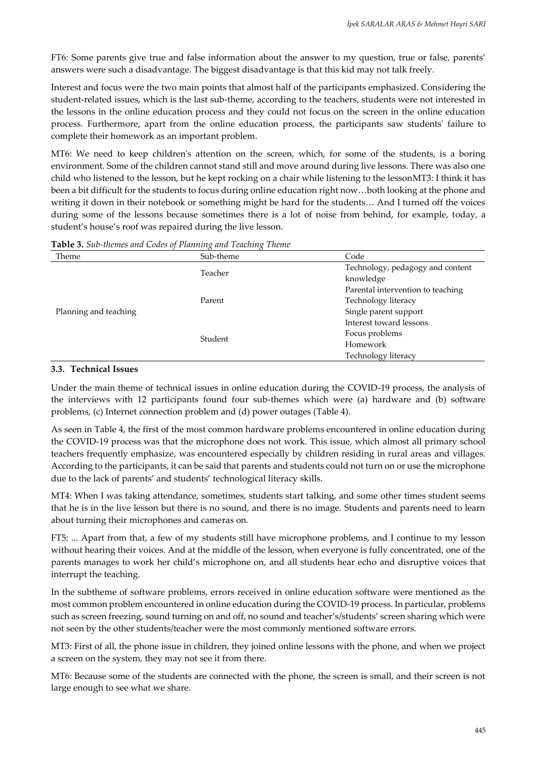FT6: Some parents give true and false information about the answer to my question, true or false, parents' answers were such a disadvantage. The biggest disadvantage is that this kid may not talk freely.

Interest and focus were the two main points that almost half of the participants emphasized. Considering the student-related issues, which is the last sub-theme, according to the teachers, students were not interested in the lessons in the online education process and they could not focus on the screen in the online education process. Furthermore, apart from the online education process, the participants saw students' failure to complete their homework as an important problem.

MT6: We need to keep children's attention on the screen, which, for some of the students, is a boring environment. Some of the children cannot stand still and move around during live lessons. There was also one child who listened to the lesson, but he kept rocking on a chair while listening to the lessonMT3: I think it has been a bit difficult for the students to focus during online education right now…both looking at the phone and writing it down in their notebook or something might be hard for the students… And I turned off the voices during some of the lessons because sometimes there is a lot of noise from behind, for example, today, a student's house's roof was repaired during the live lesson.

**Table 3.** *Sub-themes and Codes of Planning and Teaching Theme*

| Theme | Sub-theme | Code |
|---|---|---|
| Planning and teaching | Teacher | Technology, pedagogy and content knowledge |
| | Parent | Parental intervention to teaching |
| | | Technology literacy |
| | | Single parent support |
| | Student | Interest toward lessons |
| | | Focus problems |
| | | Homework |
| | | Technology literacy |

### 3.3. Technical Issues

Under the main theme of technical issues in online education during the COVID-19 process, the analysis of the interviews with 12 participants found four sub-themes which were (a) hardware and (b) software problems, (c) Internet connection problem and (d) power outages (Table 4).

As seen in Table 4, the first of the most common hardware problems encountered in online education during the COVID-19 process was that the microphone does not work. This issue, which almost all primary school teachers frequently emphasize, was encountered especially by children residing in rural areas and villages. According to the participants, it can be said that parents and students could not turn on or use the microphone due to the lack of parents' and students' technological literacy skills.

MT4: When I was taking attendance, sometimes, students start talking, and some other times student seems that he is in the live lesson but there is no sound, and there is no image. Students and parents need to learn about turning their microphones and cameras on.

FT5: ... Apart from that, a few of my students still have microphone problems, and I continue to my lesson without hearing their voices. And at the middle of the lesson, when everyone is fully concentrated, one of the parents manages to work her child's microphone on, and all students hear echo and disruptive voices that interrupt the teaching.

In the subtheme of software problems, errors received in online education software were mentioned as the most common problem encountered in online education during the COVID-19 process. In particular, problems such as screen freezing, sound turning on and off, no sound and teacher's/students' screen sharing which were not seen by the other students/teacher were the most commonly mentioned software errors.

MT3: First of all, the phone issue in children, they joined online lessons with the phone, and when we project a screen on the system, they may not see it from there.

MT6: Because some of the students are connected with the phone, the screen is small, and their screen is not large enough to see what we share.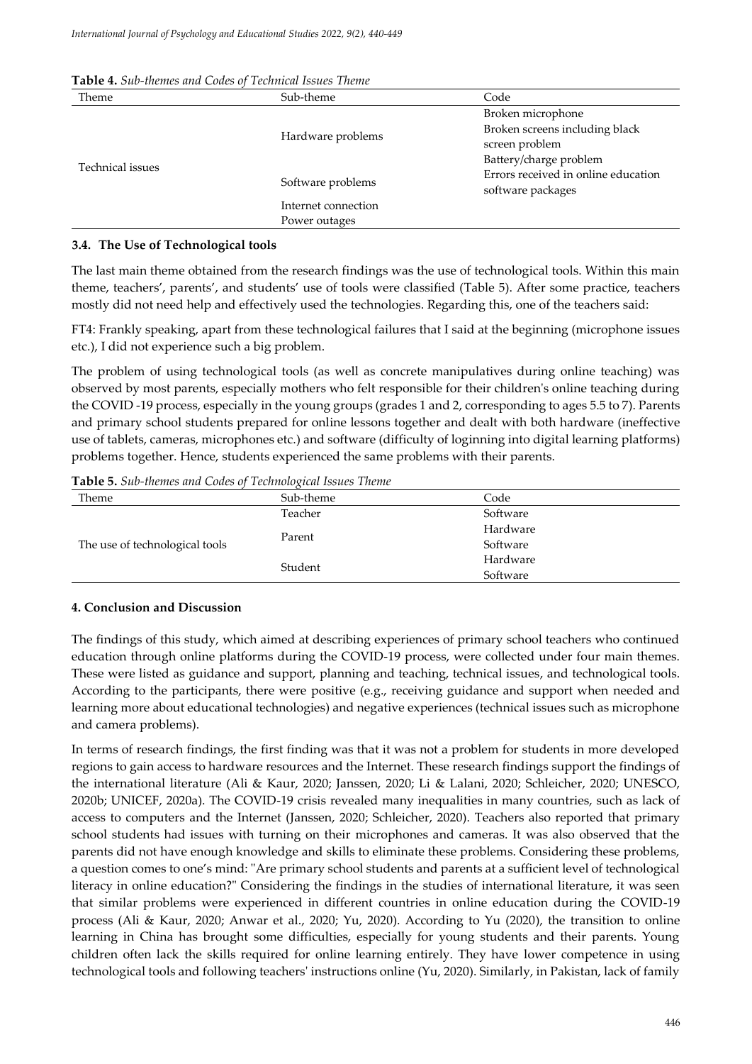**Table 4.** *Sub-themes and Codes of Technical Issues Theme*

| Theme | Sub-theme | Code |
|---|---|---|
| Technical issues | Hardware problems | Broken microphone |
| | | Broken screens including black screen problem |
| | | Battery/charge problem |
| | Software problems | Errors received in online education software packages |
| | Internet connection | |
| | Power outages | |

### 3.4. The Use of Technological tools

The last main theme obtained from the research findings was the use of technological tools. Within this main theme, teachers', parents', and students' use of tools were classified (Table 5). After some practice, teachers mostly did not need help and effectively used the technologies. Regarding this, one of the teachers said:

FT4: Frankly speaking, apart from these technological failures that I said at the beginning (microphone issues etc.), I did not experience such a big problem.

The problem of using technological tools (as well as concrete manipulatives during online teaching) was observed by most parents, especially mothers who felt responsible for their children's online teaching during the COVID -19 process, especially in the young groups (grades 1 and 2, corresponding to ages 5.5 to 7). Parents and primary school students prepared for online lessons together and dealt with both hardware (ineffective use of tablets, cameras, microphones etc.) and software (difficulty of loginning into digital learning platforms) problems together. Hence, students experienced the same problems with their parents.

**Table 5.** *Sub-themes and Codes of Technological Issues Theme*

| Theme | Sub-theme | Code |
|---|---|---|
| The use of technological tools | Teacher | Software |
| | Parent | Hardware |
| | | Software |
| | Student | Hardware |
| | | Software |

## 4. Conclusion and Discussion

The findings of this study, which aimed at describing experiences of primary school teachers who continued education through online platforms during the COVID-19 process, were collected under four main themes. These were listed as guidance and support, planning and teaching, technical issues, and technological tools. According to the participants, there were positive (e.g., receiving guidance and support when needed and learning more about educational technologies) and negative experiences (technical issues such as microphone and camera problems).

In terms of research findings, the first finding was that it was not a problem for students in more developed regions to gain access to hardware resources and the Internet. These research findings support the findings of the international literature (Ali & Kaur, 2020; Janssen, 2020; Li & Lalani, 2020; Schleicher, 2020; UNESCO, 2020b; UNICEF, 2020a). The COVID-19 crisis revealed many inequalities in many countries, such as lack of access to computers and the Internet (Janssen, 2020; Schleicher, 2020). Teachers also reported that primary school students had issues with turning on their microphones and cameras. It was also observed that the parents did not have enough knowledge and skills to eliminate these problems. Considering these problems, a question comes to one's mind: "Are primary school students and parents at a sufficient level of technological literacy in online education?" Considering the findings in the studies of international literature, it was seen that similar problems were experienced in different countries in online education during the COVID-19 process (Ali & Kaur, 2020; Anwar et al., 2020; Yu, 2020). According to Yu (2020), the transition to online learning in China has brought some difficulties, especially for young students and their parents. Young children often lack the skills required for online learning entirely. They have lower competence in using technological tools and following teachers' instructions online (Yu, 2020). Similarly, in Pakistan, lack of family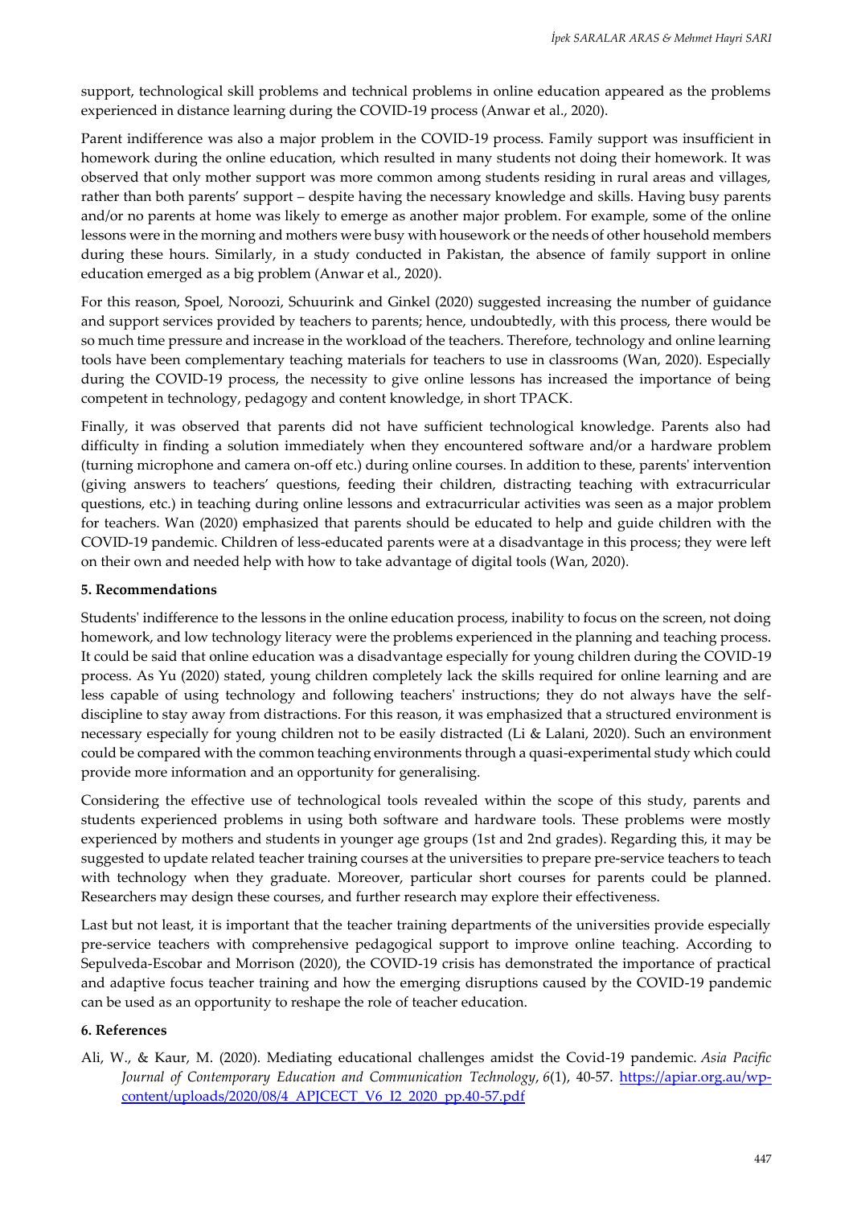support, technological skill problems and technical problems in online education appeared as the problems experienced in distance learning during the COVID-19 process (Anwar et al., 2020).

Parent indifference was also a major problem in the COVID-19 process. Family support was insufficient in homework during the online education, which resulted in many students not doing their homework. It was observed that only mother support was more common among students residing in rural areas and villages, rather than both parents' support – despite having the necessary knowledge and skills. Having busy parents and/or no parents at home was likely to emerge as another major problem. For example, some of the online lessons were in the morning and mothers were busy with housework or the needs of other household members during these hours. Similarly, in a study conducted in Pakistan, the absence of family support in online education emerged as a big problem (Anwar et al., 2020).

For this reason, Spoel, Noroozi, Schuurink and Ginkel (2020) suggested increasing the number of guidance and support services provided by teachers to parents; hence, undoubtedly, with this process, there would be so much time pressure and increase in the workload of the teachers. Therefore, technology and online learning tools have been complementary teaching materials for teachers to use in classrooms (Wan, 2020). Especially during the COVID-19 process, the necessity to give online lessons has increased the importance of being competent in technology, pedagogy and content knowledge, in short TPACK.

Finally, it was observed that parents did not have sufficient technological knowledge. Parents also had difficulty in finding a solution immediately when they encountered software and/or a hardware problem (turning microphone and camera on-off etc.) during online courses. In addition to these, parents' intervention (giving answers to teachers' questions, feeding their children, distracting teaching with extracurricular questions, etc.) in teaching during online lessons and extracurricular activities was seen as a major problem for teachers. Wan (2020) emphasized that parents should be educated to help and guide children with the COVID-19 pandemic. Children of less-educated parents were at a disadvantage in this process; they were left on their own and needed help with how to take advantage of digital tools (Wan, 2020).

## 5. Recommendations

Students' indifference to the lessons in the online education process, inability to focus on the screen, not doing homework, and low technology literacy were the problems experienced in the planning and teaching process. It could be said that online education was a disadvantage especially for young children during the COVID-19 process. As Yu (2020) stated, young children completely lack the skills required for online learning and are less capable of using technology and following teachers' instructions; they do not always have the self-discipline to stay away from distractions. For this reason, it was emphasized that a structured environment is necessary especially for young children not to be easily distracted (Li & Lalani, 2020). Such an environment could be compared with the common teaching environments through a quasi-experimental study which could provide more information and an opportunity for generalising.

Considering the effective use of technological tools revealed within the scope of this study, parents and students experienced problems in using both software and hardware tools. These problems were mostly experienced by mothers and students in younger age groups (1st and 2nd grades). Regarding this, it may be suggested to update related teacher training courses at the universities to prepare pre-service teachers to teach with technology when they graduate. Moreover, particular short courses for parents could be planned. Researchers may design these courses, and further research may explore their effectiveness.

Last but not least, it is important that the teacher training departments of the universities provide especially pre-service teachers with comprehensive pedagogical support to improve online teaching. According to Sepulveda-Escobar and Morrison (2020), the COVID-19 crisis has demonstrated the importance of practical and adaptive focus teacher training and how the emerging disruptions caused by the COVID-19 pandemic can be used as an opportunity to reshape the role of teacher education.

## 6. References

Ali, W., & Kaur, M. (2020). Mediating educational challenges amidst the Covid-19 pandemic. *Asia Pacific Journal of Contemporary Education and Communication Technology*, *6*(1), 40-57. https://apiar.org.au/wp-content/uploads/2020/08/4_APJCECT_V6_I2_2020_pp.40-57.pdf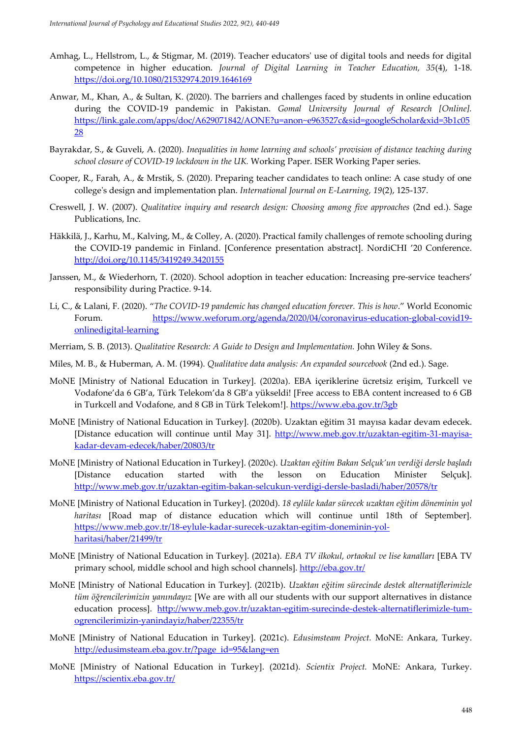Amhag, L., Hellstrom, L., & Stigmar, M. (2019). Teacher educators' use of digital tools and needs for digital competence in higher education. *Journal of Digital Learning in Teacher Education, 35*(4), 1-18. https://doi.org/10.1080/21532974.2019.1646169

Anwar, M., Khan, A., & Sultan, K. (2020). The barriers and challenges faced by students in online education during the COVID-19 pandemic in Pakistan. *Gomal University Journal of Research [Online].* https://link.gale.com/apps/doc/A629071842/AONE?u=anon~e963527c&sid=googleScholar&xid=3b1c0528

Bayrakdar, S., & Guveli, A. (2020). *Inequalities in home learning and schools' provision of distance teaching during school closure of COVID-19 lockdown in the UK.* Working Paper. ISER Working Paper series.

Cooper, R., Farah, A., & Mrstik, S. (2020). Preparing teacher candidates to teach online: A case study of one college's design and implementation plan. *International Journal on E-Learning, 19*(2), 125-137.

Creswell, J. W. (2007). *Qualitative inquiry and research design: Choosing among five approaches* (2nd ed.). Sage Publications, Inc.

Häkkilä, J., Karhu, M., Kalving, M., & Colley, A. (2020). Practical family challenges of remote schooling during the COVID-19 pandemic in Finland. [Conference presentation abstract]. NordiCHI '20 Conference. http://doi.org/10.1145/3419249.3420155

Janssen, M., & Wiederhorn, T. (2020). School adoption in teacher education: Increasing pre-service teachers' responsibility during Practice. 9-14.

Li, C., & Lalani, F. (2020). "*The COVID-19 pandemic has changed education forever. This is how*." World Economic Forum. https://www.weforum.org/agenda/2020/04/coronavirus-education-global-covid19-onlinedigital-learning

Merriam, S. B. (2013). *Qualitative Research: A Guide to Design and Implementation.* John Wiley & Sons.

Miles, M. B., & Huberman, A. M. (1994). *Qualitative data analysis: An expanded sourcebook* (2nd ed.). Sage.

MoNE [Ministry of National Education in Turkey]. (2020a). EBA içeriklerine ücretsiz erişim, Turkcell ve Vodafone'da 6 GB'a, Türk Telekom'da 8 GB'a yükseldi! [Free access to EBA content increased to 6 GB in Turkcell and Vodafone, and 8 GB in Türk Telekom!]. https://www.eba.gov.tr/3gb

MoNE [Ministry of National Education in Turkey]. (2020b). Uzaktan eğitim 31 mayısa kadar devam edecek. [Distance education will continue until May 31]. http://www.meb.gov.tr/uzaktan-egitim-31-mayisa-kadar-devam-edecek/haber/20803/tr

MoNE [Ministry of National Education in Turkey]. (2020c). *Uzaktan eğitim Bakan Selçuk'un verdiği dersle başladı* [Distance education started with the lesson on Education Minister Selçuk]. http://www.meb.gov.tr/uzaktan-egitim-bakan-selcukun-verdigi-dersle-basladi/haber/20578/tr

MoNE [Ministry of National Education in Turkey]. (2020d). *18 eylüle kadar sürecek uzaktan eğitim döneminin yol haritası* [Road map of distance education which will continue until 18th of September]. https://www.meb.gov.tr/18-eylule-kadar-surecek-uzaktan-egitim-doneminin-yol-haritasi/haber/21499/tr

MoNE [Ministry of National Education in Turkey]. (2021a). *EBA TV ilkokul, ortaokul ve lise kanalları* [EBA TV primary school, middle school and high school channels]. http://eba.gov.tr/

MoNE [Ministry of National Education in Turkey]. (2021b). *Uzaktan eğitim sürecinde destek alternatiflerimizle tüm öğrencilerimizin yanındayız* [We are with all our students with our support alternatives in distance education process]. http://www.meb.gov.tr/uzaktan-egitim-surecinde-destek-alternatiflerimizle-tum-ogrencilerimizin-yanindayiz/haber/22355/tr

MoNE [Ministry of National Education in Turkey]. (2021c). *Edusimsteam Project.* MoNE: Ankara, Turkey. http://edusimsteam.eba.gov.tr/?page_id=95&lang=en

MoNE [Ministry of National Education in Turkey]. (2021d). *Scientix Project.* MoNE: Ankara, Turkey. https://scientix.eba.gov.tr/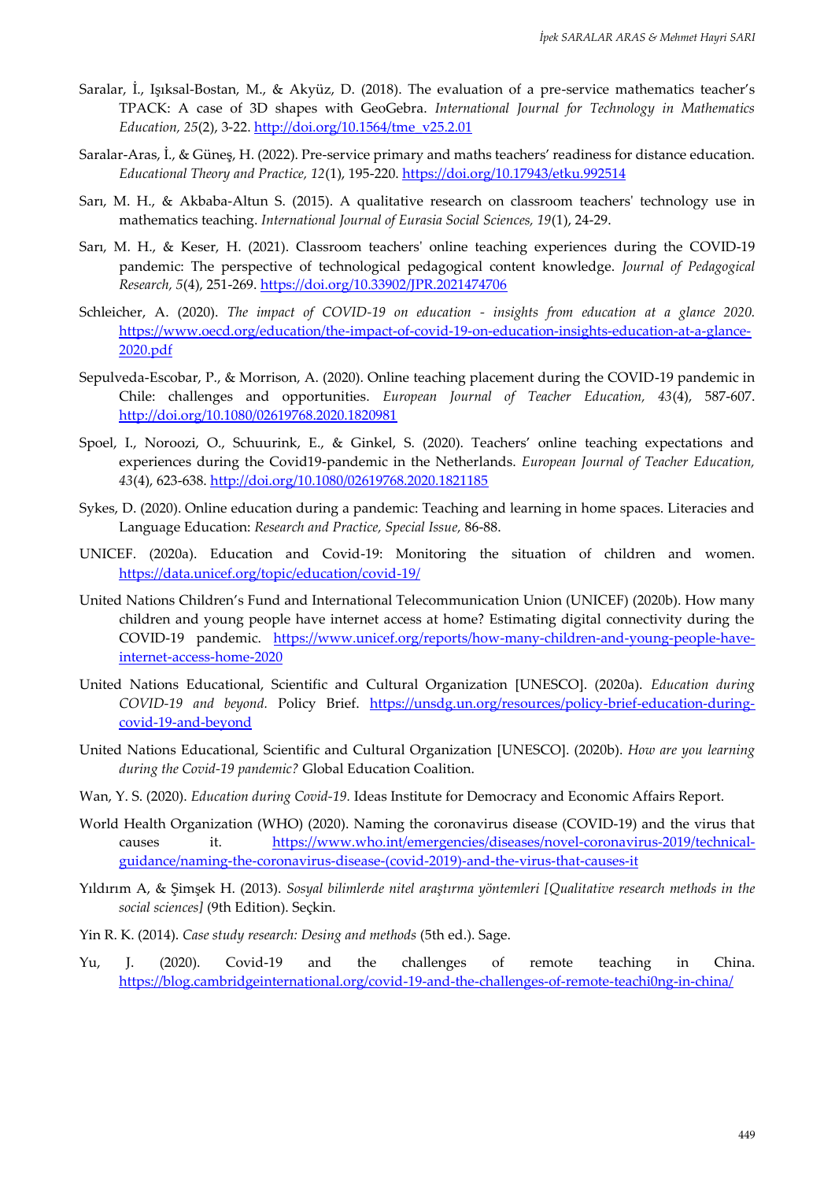Saralar, İ., Işıksal-Bostan, M., & Akyüz, D. (2018). The evaluation of a pre-service mathematics teacher's TPACK: A case of 3D shapes with GeoGebra. *International Journal for Technology in Mathematics Education, 25*(2), 3-22. http://doi.org/10.1564/tme_v25.2.01

Saralar-Aras, İ., & Güneş, H. (2022). Pre-service primary and maths teachers' readiness for distance education. *Educational Theory and Practice, 12*(1), 195-220. https://doi.org/10.17943/etku.992514

Sarı, M. H., & Akbaba-Altun S. (2015). A qualitative research on classroom teachers' technology use in mathematics teaching. *International Journal of Eurasia Social Sciences, 19*(1), 24-29.

Sarı, M. H., & Keser, H. (2021). Classroom teachers' online teaching experiences during the COVID-19 pandemic: The perspective of technological pedagogical content knowledge. *Journal of Pedagogical Research, 5*(4), 251-269. https://doi.org/10.33902/JPR.2021474706

Schleicher, A. (2020). *The impact of COVID-19 on education - insights from education at a glance 2020.* https://www.oecd.org/education/the-impact-of-covid-19-on-education-insights-education-at-a-glance-2020.pdf

Sepulveda-Escobar, P., & Morrison, A. (2020). Online teaching placement during the COVID-19 pandemic in Chile: challenges and opportunities. *European Journal of Teacher Education, 43*(4), 587-607. http://doi.org/10.1080/02619768.2020.1820981

Spoel, I., Noroozi, O., Schuurink, E., & Ginkel, S. (2020). Teachers' online teaching expectations and experiences during the Covid19-pandemic in the Netherlands. *European Journal of Teacher Education, 43*(4), 623-638. http://doi.org/10.1080/02619768.2020.1821185

Sykes, D. (2020). Online education during a pandemic: Teaching and learning in home spaces. Literacies and Language Education: *Research and Practice, Special Issue,* 86-88.

UNICEF. (2020a). Education and Covid-19: Monitoring the situation of children and women. https://data.unicef.org/topic/education/covid-19/

United Nations Children's Fund and International Telecommunication Union (UNICEF) (2020b). How many children and young people have internet access at home? Estimating digital connectivity during the COVID-19 pandemic. https://www.unicef.org/reports/how-many-children-and-young-people-have-internet-access-home-2020

United Nations Educational, Scientific and Cultural Organization [UNESCO]. (2020a). *Education during COVID-19 and beyond.* Policy Brief. https://unsdg.un.org/resources/policy-brief-education-during-covid-19-and-beyond

United Nations Educational, Scientific and Cultural Organization [UNESCO]. (2020b). *How are you learning during the Covid-19 pandemic?* Global Education Coalition.

Wan, Y. S. (2020). *Education during Covid-19.* Ideas Institute for Democracy and Economic Affairs Report.

World Health Organization (WHO) (2020). Naming the coronavirus disease (COVID-19) and the virus that causes it. https://www.who.int/emergencies/diseases/novel-coronavirus-2019/technical-guidance/naming-the-coronavirus-disease-(covid-2019)-and-the-virus-that-causes-it

Yıldırım A, & Şimşek H. (2013). *Sosyal bilimlerde nitel araştırma yöntemleri [Qualitative research methods in the social sciences]* (9th Edition). Seçkin.

Yin R. K. (2014). *Case study research: Desing and methods* (5th ed.). Sage.

Yu, J. (2020). Covid-19 and the challenges of remote teaching in China. https://blog.cambridgeinternational.org/covid-19-and-the-challenges-of-remote-teachi0ng-in-china/